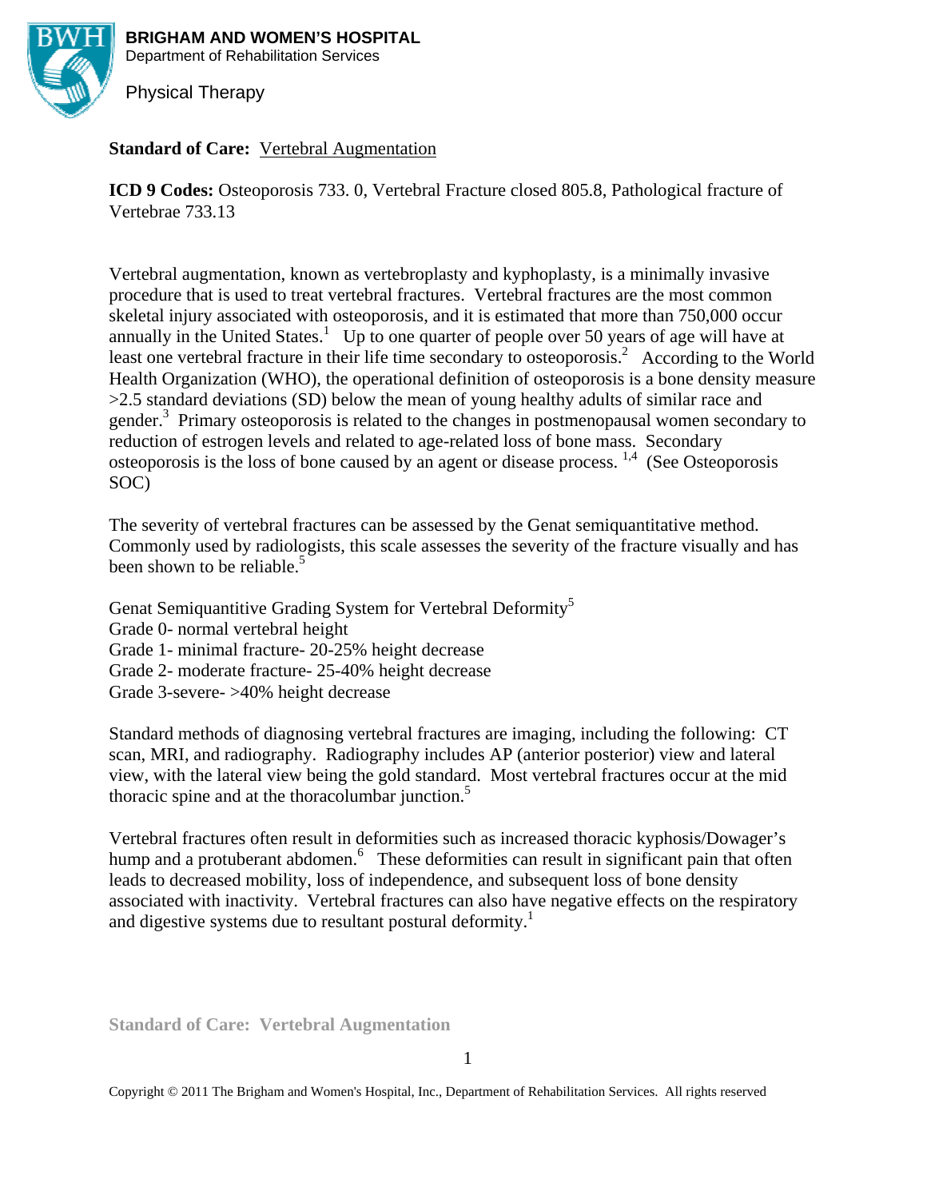**BRIGHAM AND WOMEN'S HOSPITAL**
Department of Rehabilitation Services

Physical Therapy

**Standard of Care:** Vertebral Augmentation

**ICD 9 Codes:** Osteoporosis 733. 0, Vertebral Fracture closed 805.8, Pathological fracture of Vertebrae 733.13

Vertebral augmentation, known as vertebroplasty and kyphoplasty, is a minimally invasive procedure that is used to treat vertebral fractures. Vertebral fractures are the most common skeletal injury associated with osteoporosis, and it is estimated that more than 750,000 occur annually in the United States.[1] Up to one quarter of people over 50 years of age will have at least one vertebral fracture in their life time secondary to osteoporosis.[2] According to the World Health Organization (WHO), the operational definition of osteoporosis is a bone density measure >2.5 standard deviations (SD) below the mean of young healthy adults of similar race and gender.[3] Primary osteoporosis is related to the changes in postmenopausal women secondary to reduction of estrogen levels and related to age-related loss of bone mass. Secondary osteoporosis is the loss of bone caused by an agent or disease process. [1,4] (See Osteoporosis SOC)

The severity of vertebral fractures can be assessed by the Genat semiquantitative method. Commonly used by radiologists, this scale assesses the severity of the fracture visually and has been shown to be reliable.[5]

Genat Semiquantitive Grading System for Vertebral Deformity[5]
Grade 0- normal vertebral height
Grade 1- minimal fracture- 20-25% height decrease
Grade 2- moderate fracture- 25-40% height decrease
Grade 3-severe- >40% height decrease

Standard methods of diagnosing vertebral fractures are imaging, including the following: CT scan, MRI, and radiography. Radiography includes AP (anterior posterior) view and lateral view, with the lateral view being the gold standard. Most vertebral fractures occur at the mid thoracic spine and at the thoracolumbar junction.[5]

Vertebral fractures often result in deformities such as increased thoracic kyphosis/Dowager's hump and a protuberant abdomen.[6] These deformities can result in significant pain that often leads to decreased mobility, loss of independence, and subsequent loss of bone density associated with inactivity. Vertebral fractures can also have negative effects on the respiratory and digestive systems due to resultant postural deformity.[1]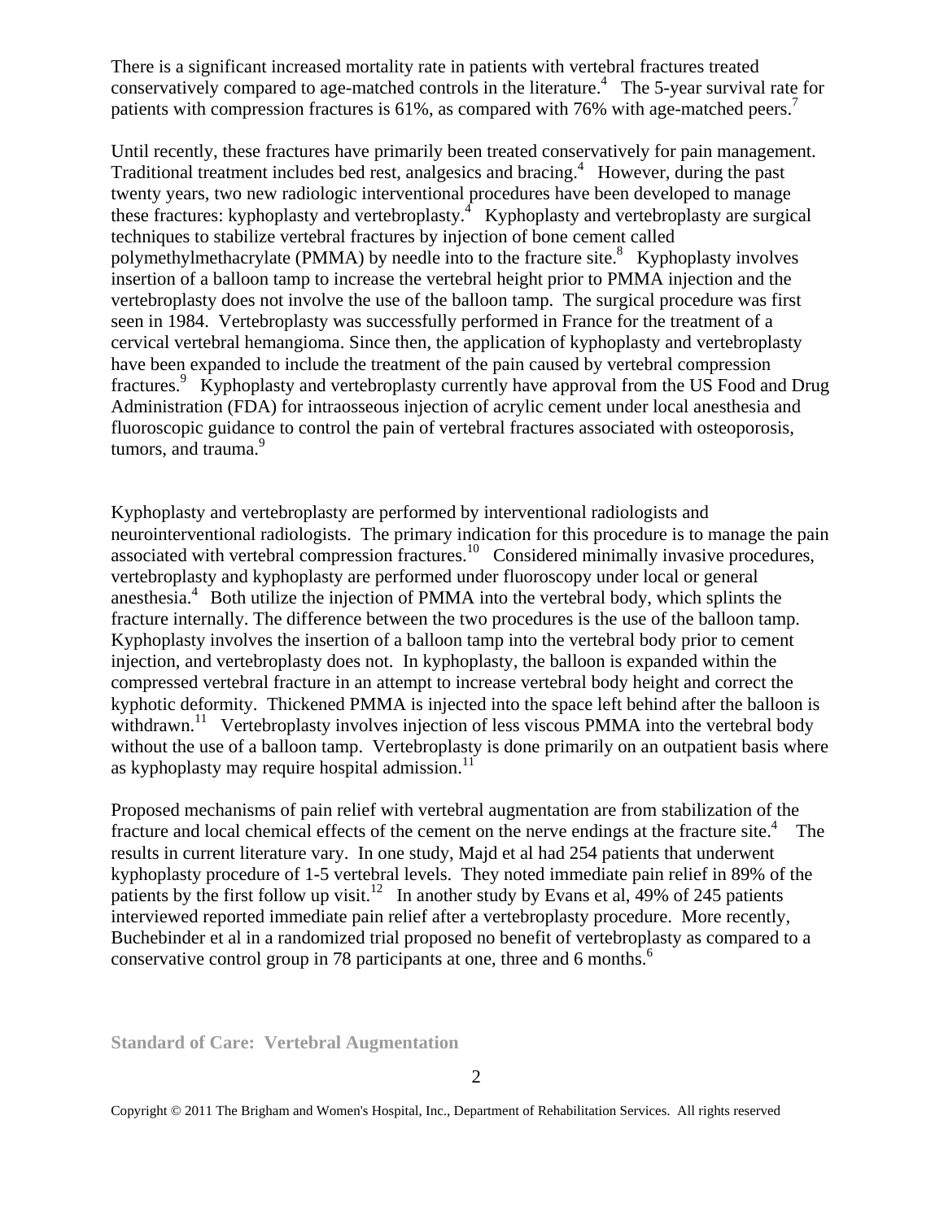There is a significant increased mortality rate in patients with vertebral fractures treated conservatively compared to age-matched controls in the literature.[4] The 5-year survival rate for patients with compression fractures is 61%, as compared with 76% with age-matched peers.[7]

Until recently, these fractures have primarily been treated conservatively for pain management. Traditional treatment includes bed rest, analgesics and bracing.[4] However, during the past twenty years, two new radiologic interventional procedures have been developed to manage these fractures: kyphoplasty and vertebroplasty.[4] Kyphoplasty and vertebroplasty are surgical techniques to stabilize vertebral fractures by injection of bone cement called polymethylmethacrylate (PMMA) by needle into to the fracture site.[8] Kyphoplasty involves insertion of a balloon tamp to increase the vertebral height prior to PMMA injection and the vertebroplasty does not involve the use of the balloon tamp. The surgical procedure was first seen in 1984. Vertebroplasty was successfully performed in France for the treatment of a cervical vertebral hemangioma. Since then, the application of kyphoplasty and vertebroplasty have been expanded to include the treatment of the pain caused by vertebral compression fractures.[9] Kyphoplasty and vertebroplasty currently have approval from the US Food and Drug Administration (FDA) for intraosseous injection of acrylic cement under local anesthesia and fluoroscopic guidance to control the pain of vertebral fractures associated with osteoporosis, tumors, and trauma.[9]

Kyphoplasty and vertebroplasty are performed by interventional radiologists and neurointerventional radiologists. The primary indication for this procedure is to manage the pain associated with vertebral compression fractures.[10] Considered minimally invasive procedures, vertebroplasty and kyphoplasty are performed under fluoroscopy under local or general anesthesia.[4] Both utilize the injection of PMMA into the vertebral body, which splints the fracture internally. The difference between the two procedures is the use of the balloon tamp. Kyphoplasty involves the insertion of a balloon tamp into the vertebral body prior to cement injection, and vertebroplasty does not. In kyphoplasty, the balloon is expanded within the compressed vertebral fracture in an attempt to increase vertebral body height and correct the kyphotic deformity. Thickened PMMA is injected into the space left behind after the balloon is withdrawn.[11] Vertebroplasty involves injection of less viscous PMMA into the vertebral body without the use of a balloon tamp. Vertebroplasty is done primarily on an outpatient basis where as kyphoplasty may require hospital admission.[11]

Proposed mechanisms of pain relief with vertebral augmentation are from stabilization of the fracture and local chemical effects of the cement on the nerve endings at the fracture site.[4] The results in current literature vary. In one study, Majd et al had 254 patients that underwent kyphoplasty procedure of 1-5 vertebral levels. They noted immediate pain relief in 89% of the patients by the first follow up visit.[12] In another study by Evans et al, 49% of 245 patients interviewed reported immediate pain relief after a vertebroplasty procedure. More recently, Buchebinder et al in a randomized trial proposed no benefit of vertebroplasty as compared to a conservative control group in 78 participants at one, three and 6 months.[6]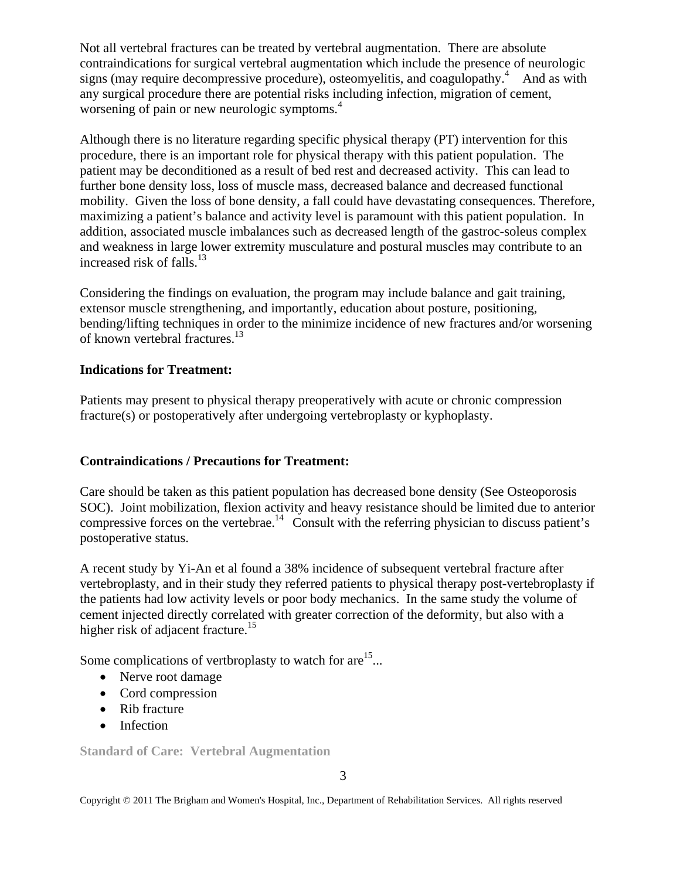Not all vertebral fractures can be treated by vertebral augmentation. There are absolute contraindications for surgical vertebral augmentation which include the presence of neurologic signs (may require decompressive procedure), osteomyelitis, and coagulopathy.[4] And as with any surgical procedure there are potential risks including infection, migration of cement, worsening of pain or new neurologic symptoms.[4]

Although there is no literature regarding specific physical therapy (PT) intervention for this procedure, there is an important role for physical therapy with this patient population. The patient may be deconditioned as a result of bed rest and decreased activity. This can lead to further bone density loss, loss of muscle mass, decreased balance and decreased functional mobility. Given the loss of bone density, a fall could have devastating consequences. Therefore, maximizing a patient's balance and activity level is paramount with this patient population. In addition, associated muscle imbalances such as decreased length of the gastroc-soleus complex and weakness in large lower extremity musculature and postural muscles may contribute to an increased risk of falls.[13]

Considering the findings on evaluation, the program may include balance and gait training, extensor muscle strengthening, and importantly, education about posture, positioning, bending/lifting techniques in order to the minimize incidence of new fractures and/or worsening of known vertebral fractures.[13]

**Indications for Treatment:**

Patients may present to physical therapy preoperatively with acute or chronic compression fracture(s) or postoperatively after undergoing vertebroplasty or kyphoplasty.

**Contraindications / Precautions for Treatment:**

Care should be taken as this patient population has decreased bone density (See Osteoporosis SOC). Joint mobilization, flexion activity and heavy resistance should be limited due to anterior compressive forces on the vertebrae.[14] Consult with the referring physician to discuss patient's postoperative status.

A recent study by Yi-An et al found a 38% incidence of subsequent vertebral fracture after vertebroplasty, and in their study they referred patients to physical therapy post-vertebroplasty if the patients had low activity levels or poor body mechanics. In the same study the volume of cement injected directly correlated with greater correction of the deformity, but also with a higher risk of adjacent fracture.[15]

Some complications of vertbroplasty to watch for are[15]...

- Nerve root damage
- Cord compression
- Rib fracture
- Infection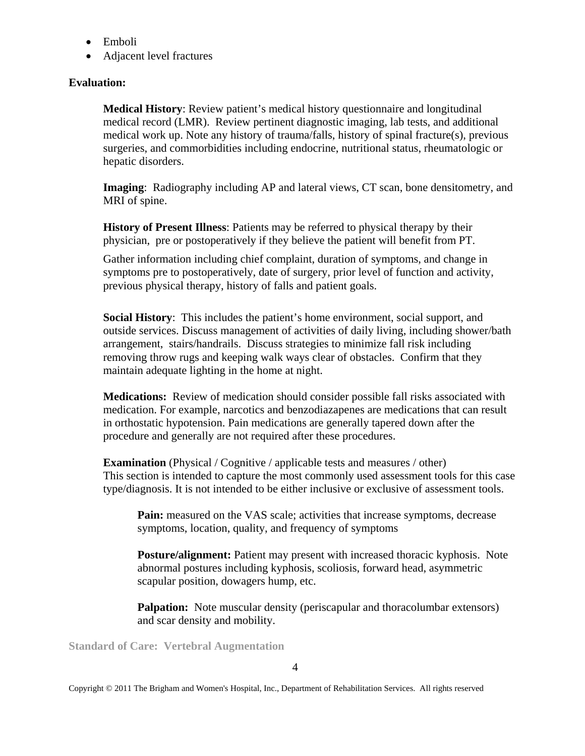- Emboli
- Adjacent level fractures

**Evaluation:**

**Medical History**: Review patient's medical history questionnaire and longitudinal medical record (LMR). Review pertinent diagnostic imaging, lab tests, and additional medical work up. Note any history of trauma/falls, history of spinal fracture(s), previous surgeries, and commorbidities including endocrine, nutritional status, rheumatologic or hepatic disorders.

**Imaging**: Radiography including AP and lateral views, CT scan, bone densitometry, and MRI of spine.

**History of Present Illness**: Patients may be referred to physical therapy by their physician, pre or postoperatively if they believe the patient will benefit from PT.

Gather information including chief complaint, duration of symptoms, and change in symptoms pre to postoperatively, date of surgery, prior level of function and activity, previous physical therapy, history of falls and patient goals.

**Social History**: This includes the patient's home environment, social support, and outside services. Discuss management of activities of daily living, including shower/bath arrangement, stairs/handrails. Discuss strategies to minimize fall risk including removing throw rugs and keeping walk ways clear of obstacles. Confirm that they maintain adequate lighting in the home at night.

**Medications:** Review of medication should consider possible fall risks associated with medication. For example, narcotics and benzodiazapenes are medications that can result in orthostatic hypotension. Pain medications are generally tapered down after the procedure and generally are not required after these procedures.

**Examination** (Physical / Cognitive / applicable tests and measures / other)
This section is intended to capture the most commonly used assessment tools for this case type/diagnosis. It is not intended to be either inclusive or exclusive of assessment tools.

**Pain:** measured on the VAS scale; activities that increase symptoms, decrease symptoms, location, quality, and frequency of symptoms

**Posture/alignment:** Patient may present with increased thoracic kyphosis. Note abnormal postures including kyphosis, scoliosis, forward head, asymmetric scapular position, dowagers hump, etc.

**Palpation:** Note muscular density (periscapular and thoracolumbar extensors) and scar density and mobility.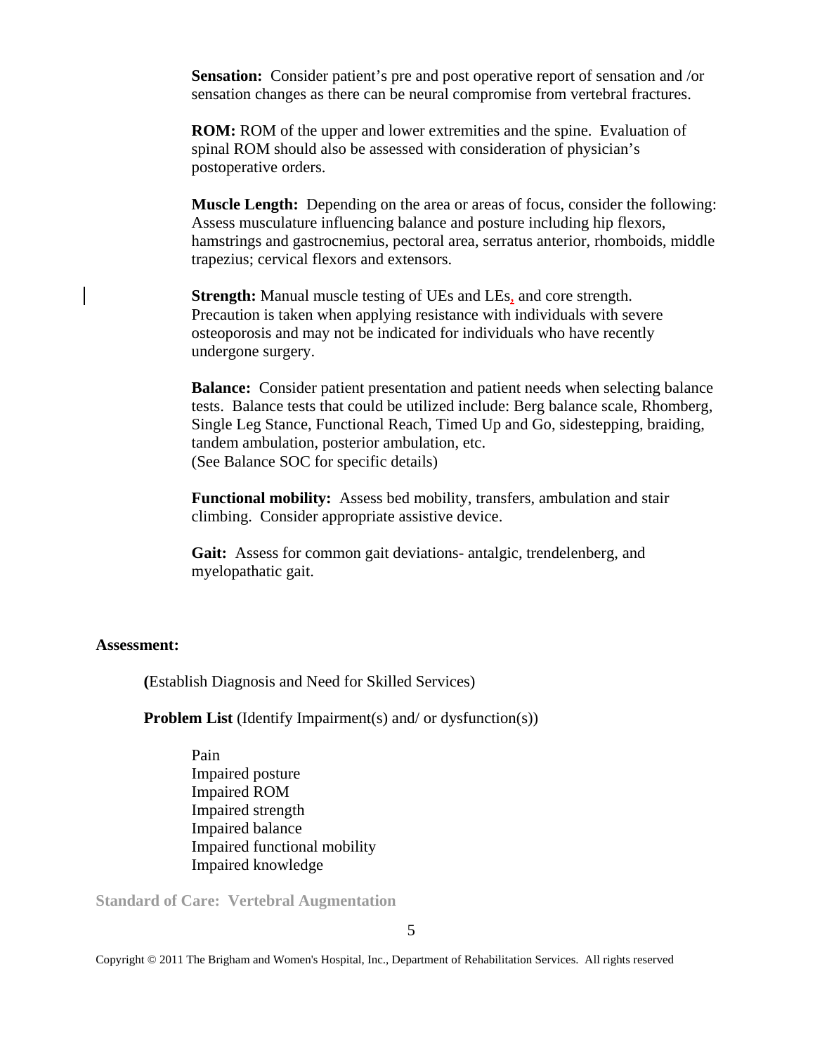**Sensation:** Consider patient's pre and post operative report of sensation and /or sensation changes as there can be neural compromise from vertebral fractures.

**ROM:** ROM of the upper and lower extremities and the spine. Evaluation of spinal ROM should also be assessed with consideration of physician's postoperative orders.

**Muscle Length:** Depending on the area or areas of focus, consider the following: Assess musculature influencing balance and posture including hip flexors, hamstrings and gastrocnemius, pectoral area, serratus anterior, rhomboids, middle trapezius; cervical flexors and extensors.

**Strength:** Manual muscle testing of UEs and LEs, and core strength. Precaution is taken when applying resistance with individuals with severe osteoporosis and may not be indicated for individuals who have recently undergone surgery.

**Balance:** Consider patient presentation and patient needs when selecting balance tests. Balance tests that could be utilized include: Berg balance scale, Rhomberg, Single Leg Stance, Functional Reach, Timed Up and Go, sidestepping, braiding, tandem ambulation, posterior ambulation, etc.
(See Balance SOC for specific details)

**Functional mobility:** Assess bed mobility, transfers, ambulation and stair climbing. Consider appropriate assistive device.

**Gait:** Assess for common gait deviations- antalgic, trendelenberg, and myelopathatic gait.

**Assessment:**

**(**Establish Diagnosis and Need for Skilled Services)

**Problem List** (Identify Impairment(s) and/ or dysfunction(s))

- Pain
- Impaired posture
- Impaired ROM
- Impaired strength
- Impaired balance
- Impaired functional mobility
- Impaired knowledge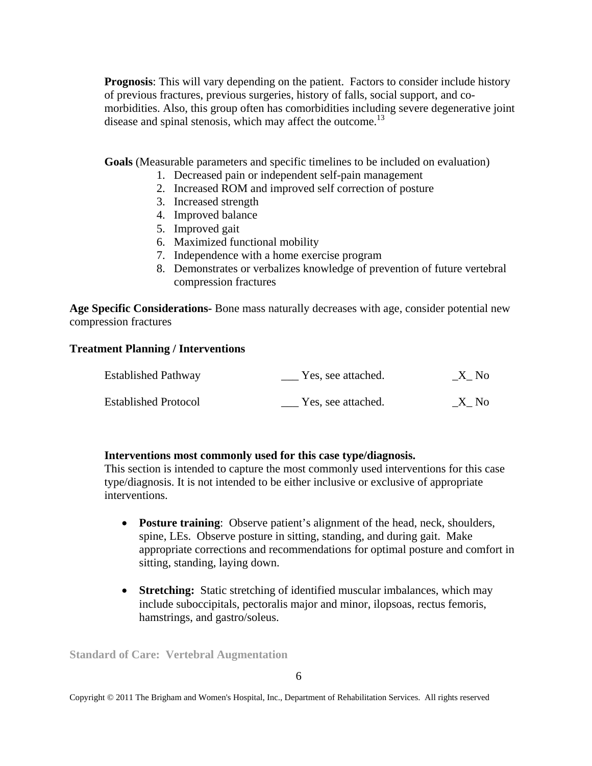**Prognosis**: This will vary depending on the patient. Factors to consider include history of previous fractures, previous surgeries, history of falls, social support, and co-morbidities. Also, this group often has comorbidities including severe degenerative joint disease and spinal stenosis, which may affect the outcome.[13]

**Goals** (Measurable parameters and specific timelines to be included on evaluation)

1. Decreased pain or independent self-pain management
2. Increased ROM and improved self correction of posture
3. Increased strength
4. Improved balance
5. Improved gait
6. Maximized functional mobility
7. Independence with a home exercise program
8. Demonstrates or verbalizes knowledge of prevention of future vertebral compression fractures

**Age Specific Considerations-** Bone mass naturally decreases with age, consider potential new compression fractures

**Treatment Planning / Interventions**

| | | |
|---|---|---|
| Established Pathway | ___ Yes, see attached. | _X_ No |
| Established Protocol | ___ Yes, see attached. | _X_ No |

**Interventions most commonly used for this case type/diagnosis.**

This section is intended to capture the most commonly used interventions for this case type/diagnosis. It is not intended to be either inclusive or exclusive of appropriate interventions.

- **Posture training**: Observe patient's alignment of the head, neck, shoulders, spine, LEs. Observe posture in sitting, standing, and during gait. Make appropriate corrections and recommendations for optimal posture and comfort in sitting, standing, laying down.

- **Stretching:** Static stretching of identified muscular imbalances, which may include suboccipitals, pectoralis major and minor, ilopsoas, rectus femoris, hamstrings, and gastro/soleus.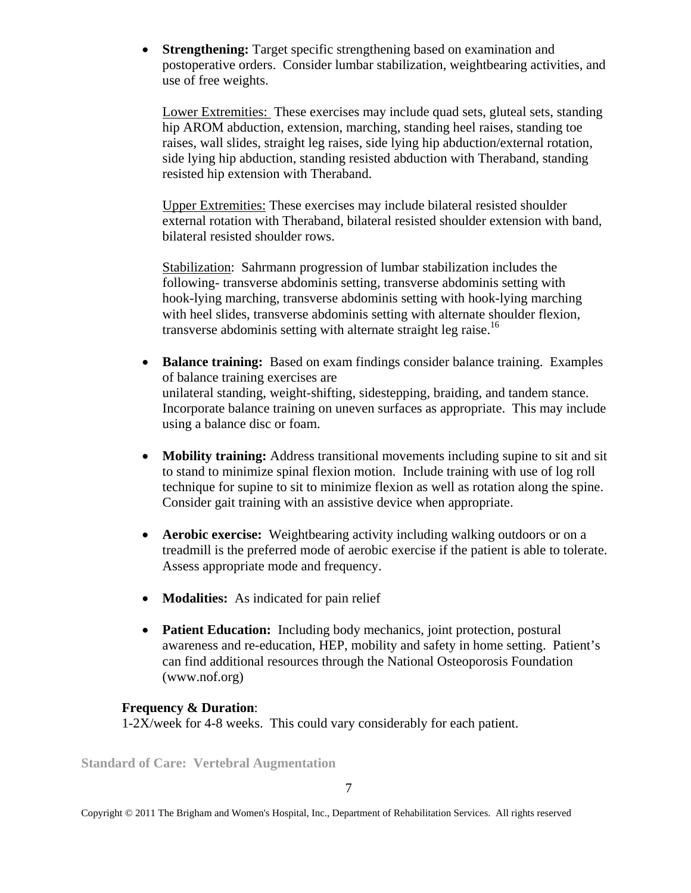- **Strengthening:** Target specific strengthening based on examination and postoperative orders. Consider lumbar stabilization, weightbearing activities, and use of free weights.

  Lower Extremities: These exercises may include quad sets, gluteal sets, standing hip AROM abduction, extension, marching, standing heel raises, standing toe raises, wall slides, straight leg raises, side lying hip abduction/external rotation, side lying hip abduction, standing resisted abduction with Theraband, standing resisted hip extension with Theraband.

  Upper Extremities: These exercises may include bilateral resisted shoulder external rotation with Theraband, bilateral resisted shoulder extension with band, bilateral resisted shoulder rows.

  Stabilization: Sahrmann progression of lumbar stabilization includes the following- transverse abdominis setting, transverse abdominis setting with hook-lying marching, transverse abdominis setting with hook-lying marching with heel slides, transverse abdominis setting with alternate shoulder flexion, transverse abdominis setting with alternate straight leg raise.[16]

- **Balance training:** Based on exam findings consider balance training. Examples of balance training exercises are unilateral standing, weight-shifting, sidestepping, braiding, and tandem stance. Incorporate balance training on uneven surfaces as appropriate. This may include using a balance disc or foam.

- **Mobility training:** Address transitional movements including supine to sit and sit to stand to minimize spinal flexion motion. Include training with use of log roll technique for supine to sit to minimize flexion as well as rotation along the spine. Consider gait training with an assistive device when appropriate.

- **Aerobic exercise:** Weightbearing activity including walking outdoors or on a treadmill is the preferred mode of aerobic exercise if the patient is able to tolerate. Assess appropriate mode and frequency.

- **Modalities:** As indicated for pain relief

- **Patient Education:** Including body mechanics, joint protection, postural awareness and re-education, HEP, mobility and safety in home setting. Patient's can find additional resources through the National Osteoporosis Foundation (www.nof.org)

**Frequency & Duration**:
1-2X/week for 4-8 weeks. This could vary considerably for each patient.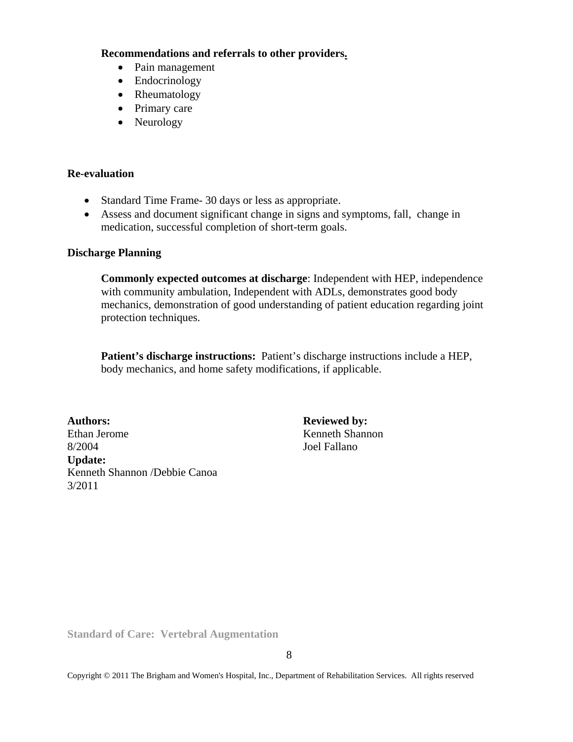**Recommendations and referrals to other providers.**

- Pain management
- Endocrinology
- Rheumatology
- Primary care
- Neurology

**Re-evaluation**

- Standard Time Frame- 30 days or less as appropriate.
- Assess and document significant change in signs and symptoms, fall, change in medication, successful completion of short-term goals.

**Discharge Planning**

**Commonly expected outcomes at discharge**: Independent with HEP, independence with community ambulation, Independent with ADLs, demonstrates good body mechanics, demonstration of good understanding of patient education regarding joint protection techniques.

**Patient's discharge instructions:** Patient's discharge instructions include a HEP, body mechanics, and home safety modifications, if applicable.

**Authors:**
Ethan Jerome
8/2004

**Update:**
Kenneth Shannon /Debbie Canoa
3/2011

**Reviewed by:**
Kenneth Shannon
Joel Fallano

Copyright © 2011 The Brigham and Women's Hospital, Inc., Department of Rehabilitation Services. All rights reserved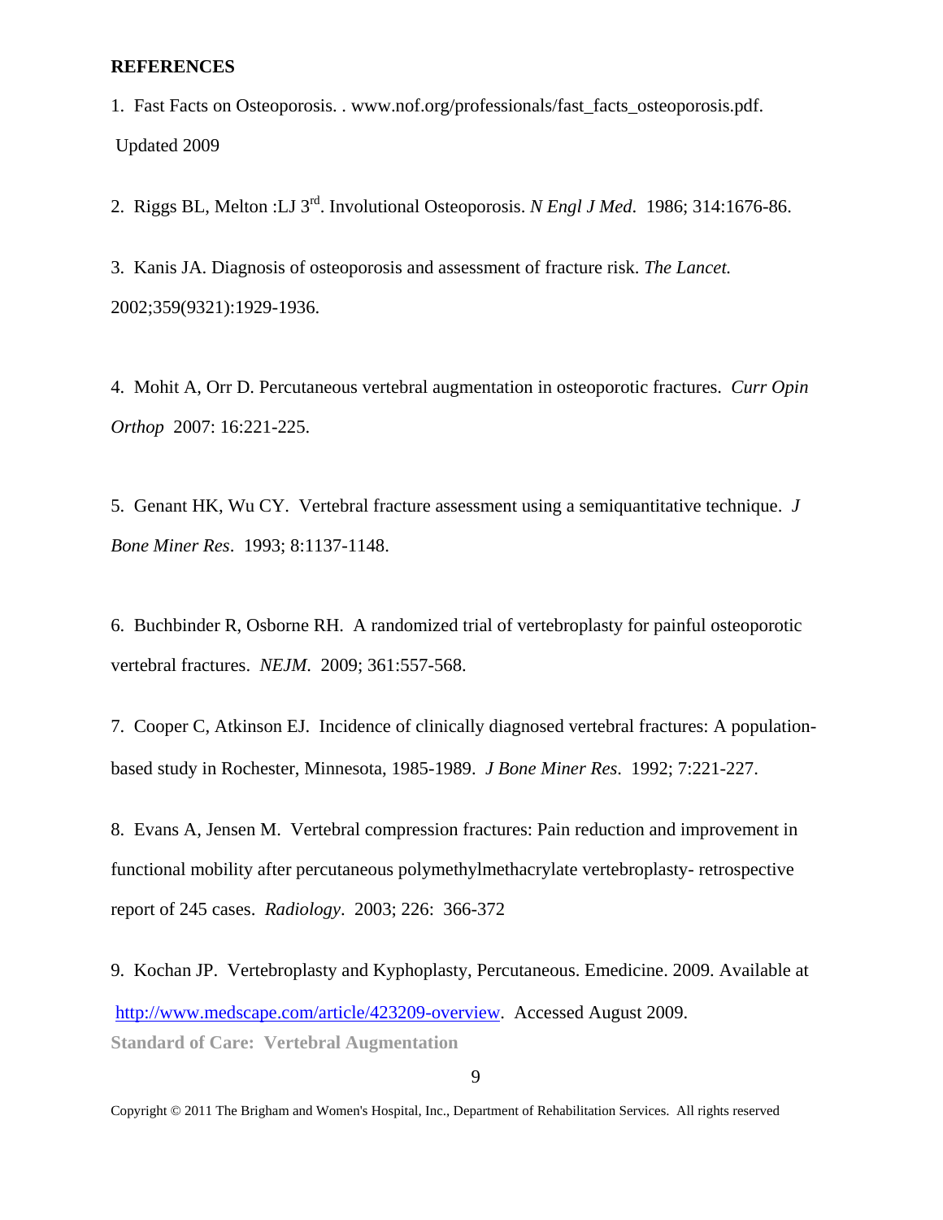**REFERENCES**

1. Fast Facts on Osteoporosis. . www.nof.org/professionals/fast_facts_osteoporosis.pdf. Updated 2009

2. Riggs BL, Melton :LJ 3rd. Involutional Osteoporosis. *N Engl J Med.* 1986; 314:1676-86.

3. Kanis JA. Diagnosis of osteoporosis and assessment of fracture risk. *The Lancet.* 2002;359(9321):1929-1936.

4. Mohit A, Orr D. Percutaneous vertebral augmentation in osteoporotic fractures. *Curr Opin Orthop* 2007: 16:221-225.

5. Genant HK, Wu CY. Vertebral fracture assessment using a semiquantitative technique. *J Bone Miner Res*. 1993; 8:1137-1148.

6. Buchbinder R, Osborne RH. A randomized trial of vertebroplasty for painful osteoporotic vertebral fractures. *NEJM*. 2009; 361:557-568.

7. Cooper C, Atkinson EJ. Incidence of clinically diagnosed vertebral fractures: A population-based study in Rochester, Minnesota, 1985-1989. *J Bone Miner Res.* 1992; 7:221-227.

8. Evans A, Jensen M. Vertebral compression fractures: Pain reduction and improvement in functional mobility after percutaneous polymethylmethacrylate vertebroplasty- retrospective report of 245 cases. *Radiology*. 2003; 226: 366-372

9. Kochan JP. Vertebroplasty and Kyphoplasty, Percutaneous. Emedicine. 2009. Available at http://www.medscape.com/article/423209-overview. Accessed August 2009.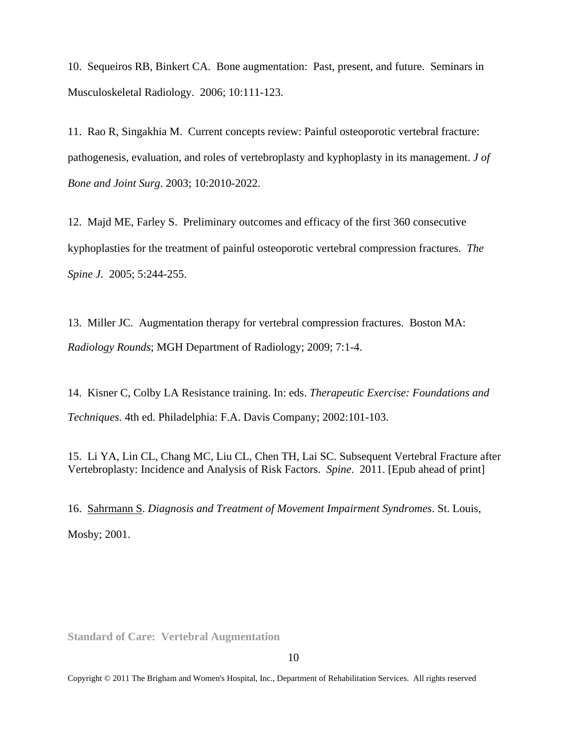10. Sequeiros RB, Binkert CA. Bone augmentation: Past, present, and future. Seminars in Musculoskeletal Radiology. 2006; 10:111-123.

11. Rao R, Singakhia M. Current concepts review: Painful osteoporotic vertebral fracture: pathogenesis, evaluation, and roles of vertebroplasty and kyphoplasty in its management. *J of Bone and Joint Surg*. 2003; 10:2010-2022.

12. Majd ME, Farley S. Preliminary outcomes and efficacy of the first 360 consecutive kyphoplasties for the treatment of painful osteoporotic vertebral compression fractures. *The Spine J*. 2005; 5:244-255.

13. Miller JC. Augmentation therapy for vertebral compression fractures. Boston MA: *Radiology Rounds*; MGH Department of Radiology; 2009; 7:1-4.

14. Kisner C, Colby LA Resistance training. In: eds. *Therapeutic Exercise: Foundations and Techniques.* 4th ed. Philadelphia: F.A. Davis Company; 2002:101-103.

15. Li YA, Lin CL, Chang MC, Liu CL, Chen TH, Lai SC. Subsequent Vertebral Fracture after Vertebroplasty: Incidence and Analysis of Risk Factors. *Spine*. 2011. [Epub ahead of print]

16. Sahrmann S. *Diagnosis and Treatment of Movement Impairment Syndromes*. St. Louis, Mosby; 2001.